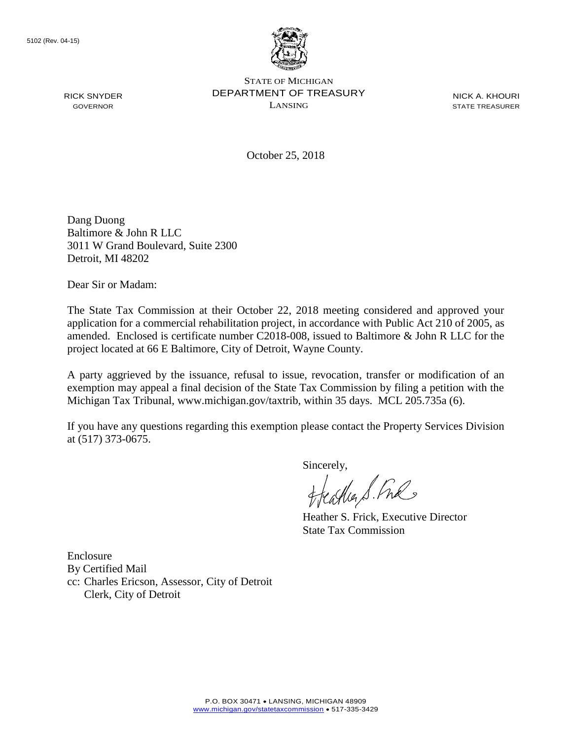5102 (Rev. 04-15)

STATE OF MICHIGAN
DEPARTMENT OF TREASURY
LANSING

RICK SNYDER
GOVERNOR

NICK A. KHOURI
STATE TREASURER

October 25, 2018

Dang Duong
Baltimore & John R LLC
3011 W Grand Boulevard, Suite 2300
Detroit, MI 48202

Dear Sir or Madam:

The State Tax Commission at their October 22, 2018 meeting considered and approved your application for a commercial rehabilitation project, in accordance with Public Act 210 of 2005, as amended. Enclosed is certificate number C2018-008, issued to Baltimore & John R LLC for the project located at 66 E Baltimore, City of Detroit, Wayne County.

A party aggrieved by the issuance, refusal to issue, revocation, transfer or modification of an exemption may appeal a final decision of the State Tax Commission by filing a petition with the Michigan Tax Tribunal, www.michigan.gov/taxtrib, within 35 days. MCL 205.735a (6).

If you have any questions regarding this exemption please contact the Property Services Division at (517) 373-0675.

Sincerely,

Heather S. Frick, Executive Director
State Tax Commission

Enclosure
By Certified Mail
cc: Charles Ericson, Assessor, City of Detroit
Clerk, City of Detroit

P.O. BOX 30471 • LANSING, MICHIGAN 48909
www.michigan.gov/statetaxcommission • 517-335-3429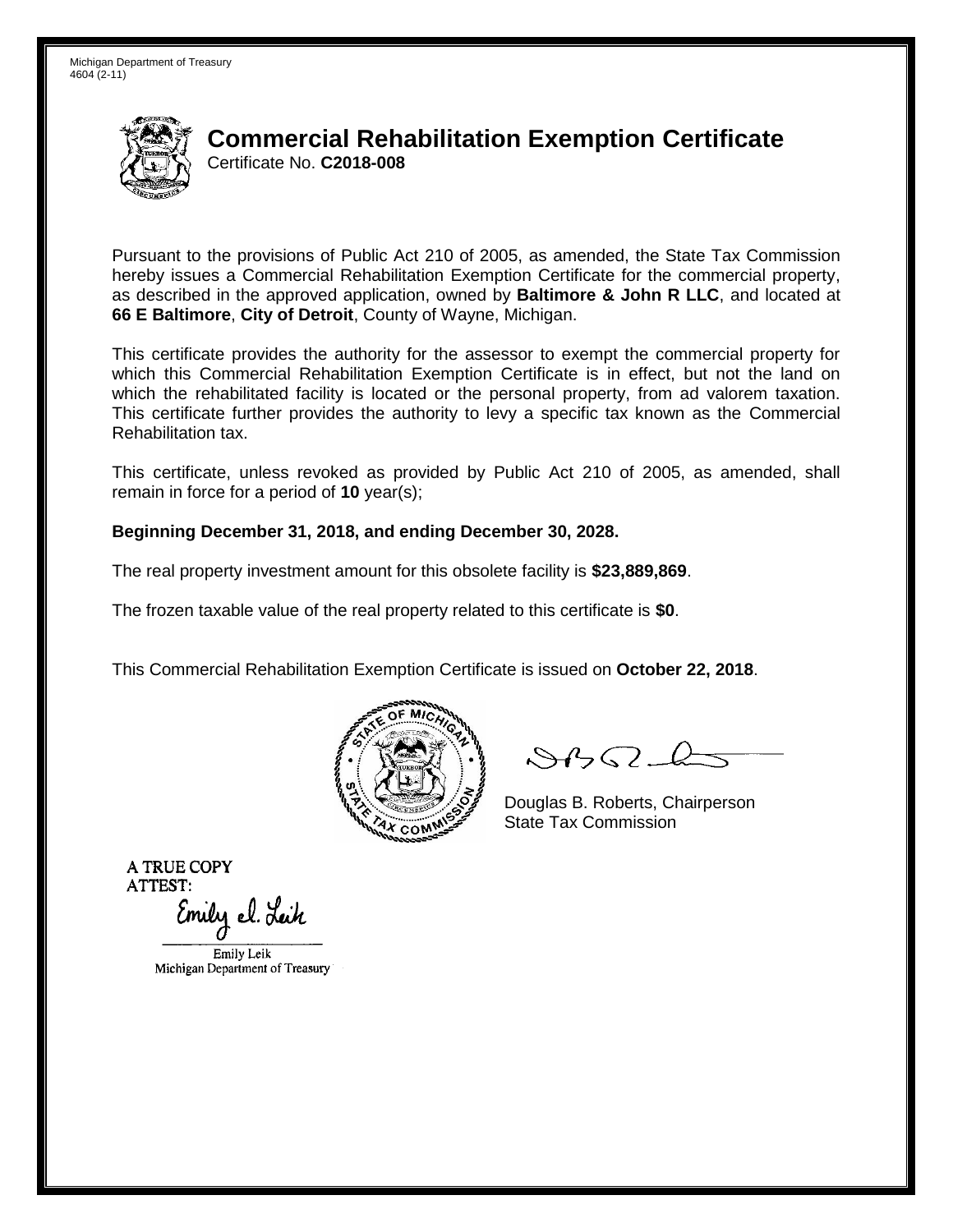Michigan Department of Treasury
4604 (2-11)

# Commercial Rehabilitation Exemption Certificate

Certificate No. **C2018-008**

Pursuant to the provisions of Public Act 210 of 2005, as amended, the State Tax Commission hereby issues a Commercial Rehabilitation Exemption Certificate for the commercial property, as described in the approved application, owned by **Baltimore & John R LLC**, and located at **66 E Baltimore**, **City of Detroit**, County of Wayne, Michigan.

This certificate provides the authority for the assessor to exempt the commercial property for which this Commercial Rehabilitation Exemption Certificate is in effect, but not the land on which the rehabilitated facility is located or the personal property, from ad valorem taxation. This certificate further provides the authority to levy a specific tax known as the Commercial Rehabilitation tax.

This certificate, unless revoked as provided by Public Act 210 of 2005, as amended, shall remain in force for a period of **10** year(s);

**Beginning December 31, 2018, and ending December 30, 2028.**

The real property investment amount for this obsolete facility is **$23,889,869**.

The frozen taxable value of the real property related to this certificate is **$0**.

This Commercial Rehabilitation Exemption Certificate is issued on **October 22, 2018**.

Douglas B. Roberts, Chairperson
State Tax Commission

A TRUE COPY
ATTEST:

Emily Leik
Michigan Department of Treasury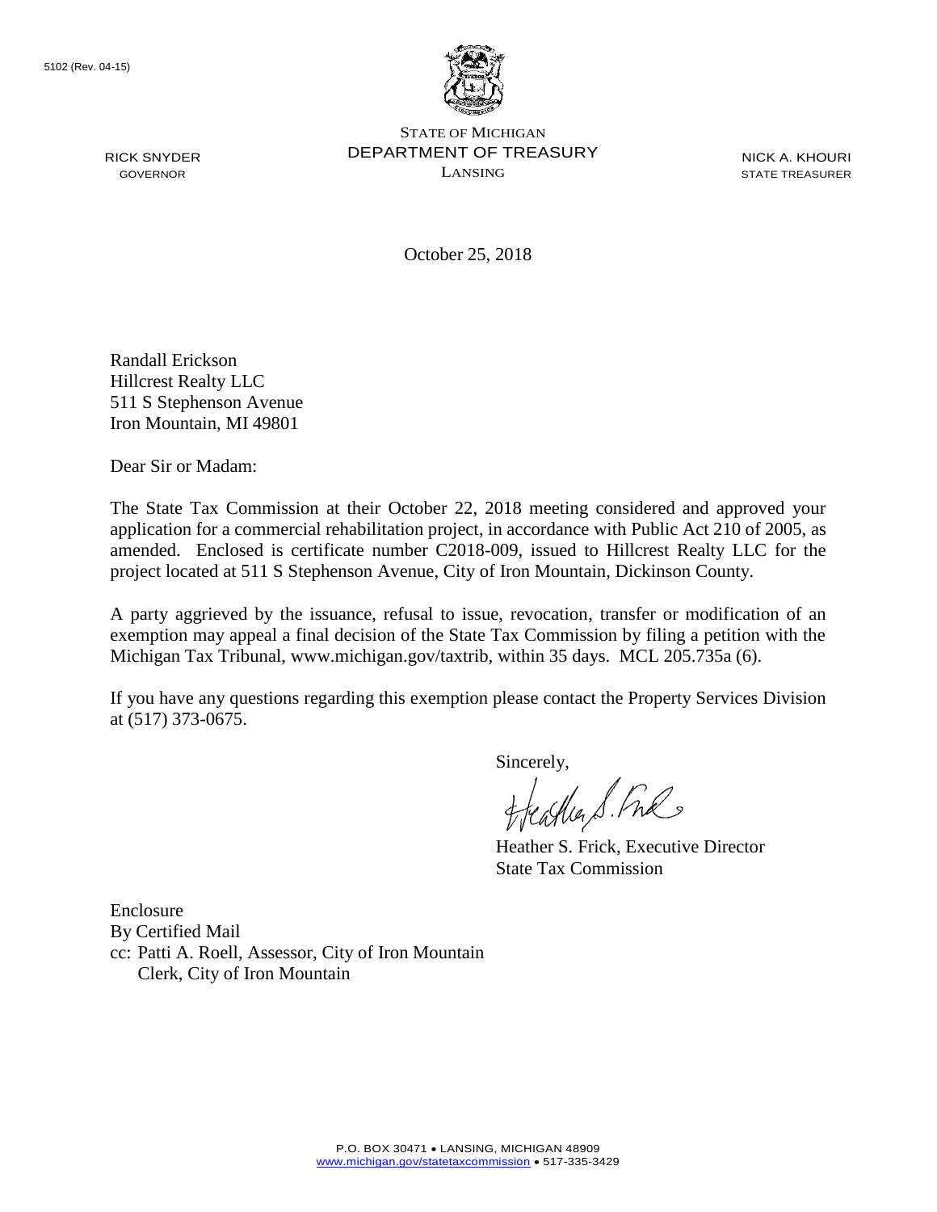5102 (Rev. 04-15)

RICK SNYDER
GOVERNOR

STATE OF MICHIGAN
DEPARTMENT OF TREASURY
LANSING

NICK A. KHOURI
STATE TREASURER

October 25, 2018

Randall Erickson
Hillcrest Realty LLC
511 S Stephenson Avenue
Iron Mountain, MI 49801

Dear Sir or Madam:

The State Tax Commission at their October 22, 2018 meeting considered and approved your application for a commercial rehabilitation project, in accordance with Public Act 210 of 2005, as amended. Enclosed is certificate number C2018-009, issued to Hillcrest Realty LLC for the project located at 511 S Stephenson Avenue, City of Iron Mountain, Dickinson County.

A party aggrieved by the issuance, refusal to issue, revocation, transfer or modification of an exemption may appeal a final decision of the State Tax Commission by filing a petition with the Michigan Tax Tribunal, www.michigan.gov/taxtrib, within 35 days. MCL 205.735a (6).

If you have any questions regarding this exemption please contact the Property Services Division at (517) 373-0675.

Sincerely,

Heather S. Frick, Executive Director
State Tax Commission

Enclosure
By Certified Mail
cc: Patti A. Roell, Assessor, City of Iron Mountain
Clerk, City of Iron Mountain

P.O. BOX 30471 • LANSING, MICHIGAN 48909
www.michigan.gov/statetaxcommission • 517-335-3429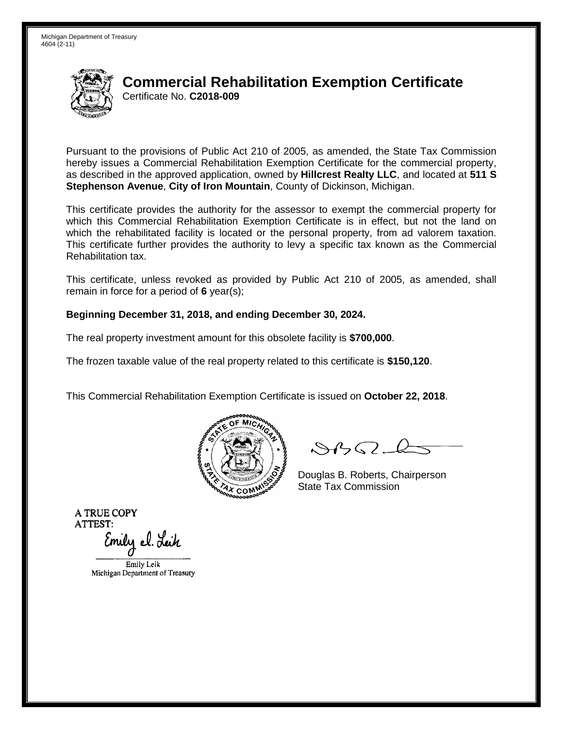Michigan Department of Treasury
4604 (2-11)

# Commercial Rehabilitation Exemption Certificate

Certificate No. **C2018-009**

Pursuant to the provisions of Public Act 210 of 2005, as amended, the State Tax Commission hereby issues a Commercial Rehabilitation Exemption Certificate for the commercial property, as described in the approved application, owned by **Hillcrest Realty LLC**, and located at **511 S Stephenson Avenue**, **City of Iron Mountain**, County of Dickinson, Michigan.

This certificate provides the authority for the assessor to exempt the commercial property for which this Commercial Rehabilitation Exemption Certificate is in effect, but not the land on which the rehabilitated facility is located or the personal property, from ad valorem taxation. This certificate further provides the authority to levy a specific tax known as the Commercial Rehabilitation tax.

This certificate, unless revoked as provided by Public Act 210 of 2005, as amended, shall remain in force for a period of **6** year(s);

**Beginning December 31, 2018, and ending December 30, 2024.**

The real property investment amount for this obsolete facility is **$700,000**.

The frozen taxable value of the real property related to this certificate is **$150,120**.

This Commercial Rehabilitation Exemption Certificate is issued on **October 22, 2018**.

Douglas B. Roberts, Chairperson
State Tax Commission

A TRUE COPY
ATTEST:

Emily Leik
Michigan Department of Treasury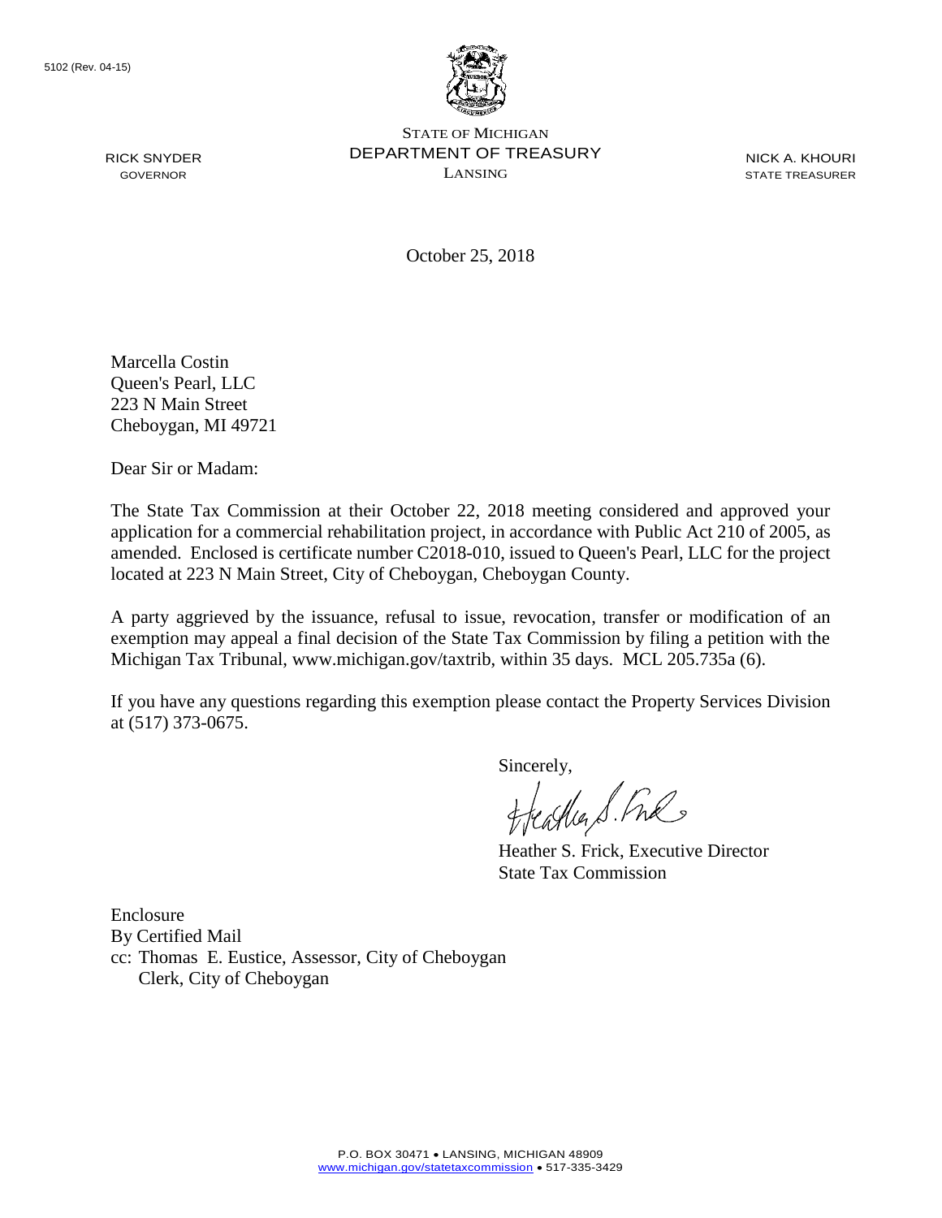5102 (Rev. 04-15)

STATE OF MICHIGAN
DEPARTMENT OF TREASURY
LANSING

RICK SNYDER
GOVERNOR

NICK A. KHOURI
STATE TREASURER

October 25, 2018

Marcella Costin
Queen's Pearl, LLC
223 N Main Street
Cheboygan, MI 49721

Dear Sir or Madam:

The State Tax Commission at their October 22, 2018 meeting considered and approved your application for a commercial rehabilitation project, in accordance with Public Act 210 of 2005, as amended. Enclosed is certificate number C2018-010, issued to Queen's Pearl, LLC for the project located at 223 N Main Street, City of Cheboygan, Cheboygan County.

A party aggrieved by the issuance, refusal to issue, revocation, transfer or modification of an exemption may appeal a final decision of the State Tax Commission by filing a petition with the Michigan Tax Tribunal, www.michigan.gov/taxtrib, within 35 days. MCL 205.735a (6).

If you have any questions regarding this exemption please contact the Property Services Division at (517) 373-0675.

Sincerely,

Heather S. Frick, Executive Director
State Tax Commission

Enclosure
By Certified Mail
cc: Thomas E. Eustice, Assessor, City of Cheboygan
Clerk, City of Cheboygan

P.O. BOX 30471 • LANSING, MICHIGAN 48909
www.michigan.gov/statetaxcommission • 517-335-3429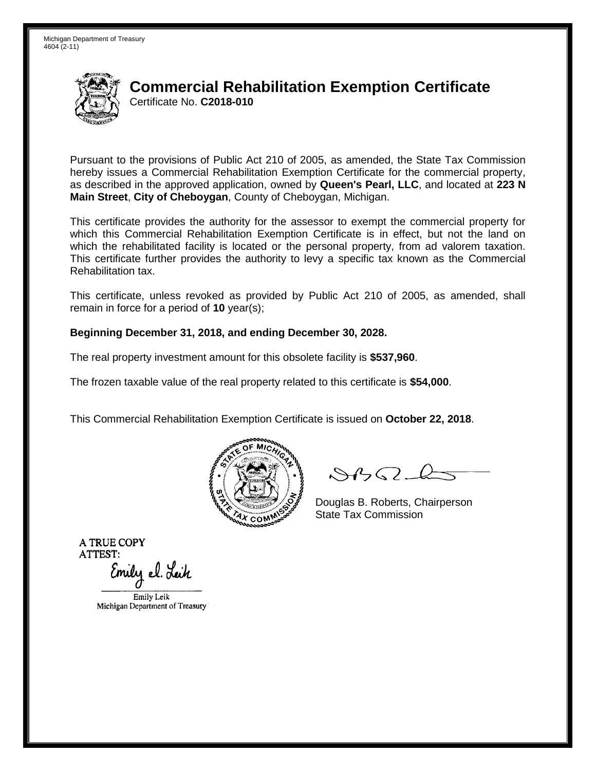Michigan Department of Treasury
4604 (2-11)

# Commercial Rehabilitation Exemption Certificate

Certificate No. **C2018-010**

Pursuant to the provisions of Public Act 210 of 2005, as amended, the State Tax Commission hereby issues a Commercial Rehabilitation Exemption Certificate for the commercial property, as described in the approved application, owned by **Queen's Pearl, LLC**, and located at **223 N Main Street**, **City of Cheboygan**, County of Cheboygan, Michigan.

This certificate provides the authority for the assessor to exempt the commercial property for which this Commercial Rehabilitation Exemption Certificate is in effect, but not the land on which the rehabilitated facility is located or the personal property, from ad valorem taxation. This certificate further provides the authority to levy a specific tax known as the Commercial Rehabilitation tax.

This certificate, unless revoked as provided by Public Act 210 of 2005, as amended, shall remain in force for a period of **10** year(s);

**Beginning December 31, 2018, and ending December 30, 2028.**

The real property investment amount for this obsolete facility is **$537,960**.

The frozen taxable value of the real property related to this certificate is **$54,000**.

This Commercial Rehabilitation Exemption Certificate is issued on **October 22, 2018**.

Douglas B. Roberts, Chairperson
State Tax Commission

A TRUE COPY
ATTEST:

Emily Leik
Michigan Department of Treasury